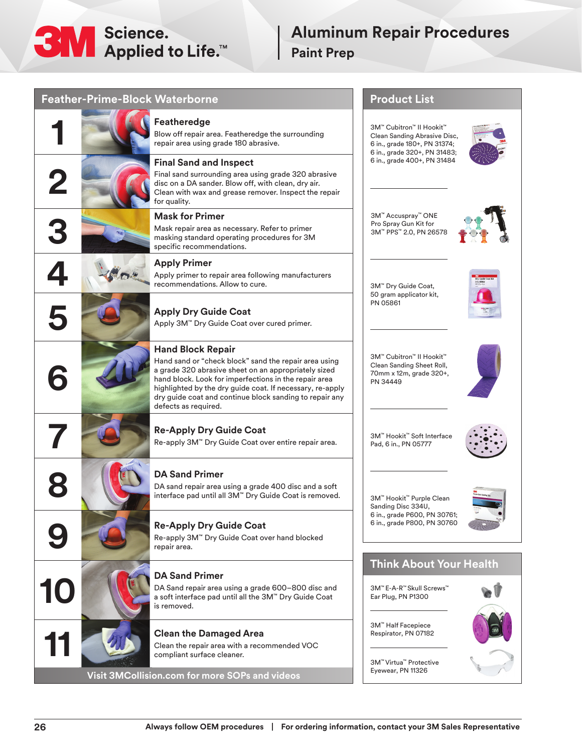# Aluminum Repair Procedures

## Paint Prep

## Feather-Prime-Block Waterborne

**1 — Featheredge**
Blow off repair area. Featheredge the surrounding repair area using grade 180 abrasive.

**2 — Final Sand and Inspect**
Final sand surrounding area using grade 320 abrasive disc on a DA sander. Blow off, with clean, dry air. Clean with wax and grease remover. Inspect the repair for quality.

**3 — Mask for Primer**
Mask repair area as necessary. Refer to primer masking standard operating procedures for 3M specific recommendations.

**4 — Apply Primer**
Apply primer to repair area following manufacturers recommendations. Allow to cure.

**5 — Apply Dry Guide Coat**
Apply 3M™ Dry Guide Coat over cured primer.

**6 — Hand Block Repair**
Hand sand or "check block" sand the repair area using a grade 320 abrasive sheet on an appropriately sized hand block. Look for imperfections in the repair area highlighted by the dry guide coat. If necessary, re-apply dry guide coat and continue block sanding to repair any defects as required.

**7 — Re-Apply Dry Guide Coat**
Re-apply 3M™ Dry Guide Coat over entire repair area.

**8 — DA Sand Primer**
DA sand repair area using a grade 400 disc and a soft interface pad until all 3M™ Dry Guide Coat is removed.

**9 — Re-Apply Dry Guide Coat**
Re-apply 3M™ Dry Guide Coat over hand blocked repair area.

**10 — DA Sand Primer**
DA Sand repair area using a grade 600–800 disc and a soft interface pad until all the 3M™ Dry Guide Coat is removed.

**11 — Clean the Damaged Area**
Clean the repair area with a recommended VOC compliant surface cleaner.

**Visit 3MCollision.com for more SOPs and videos**

## Product List

- 3M™ Cubitron™ II Hookit™ Clean Sanding Abrasive Disc, 6 in., grade 180+, PN 31374; 6 in., grade 320+, PN 31483; 6 in., grade 400+, PN 31484
- 3M™ Accuspray™ ONE Pro Spray Gun Kit for 3M™ PPS™ 2.0, PN 26578
- 3M™ Dry Guide Coat, 50 gram applicator kit, PN 05861
- 3M™ Cubitron™ II Hookit™ Clean Sanding Sheet Roll, 70mm x 12m, grade 320+, PN 34449
- 3M™ Hookit™ Soft Interface Pad, 6 in., PN 05777
- 3M™ Hookit™ Purple Clean Sanding Disc 334U, 6 in., grade P600, PN 30761; 6 in., grade P800, PN 30760

## Think About Your Health

- 3M™ E-A-R™ Skull Screws™ Ear Plug, PN P1300
- 3M™ Half Facepiece Respirator, PN 07182
- 3M™ Virtua™ Protective Eyewear, PN 11326

Always follow OEM procedures | For ordering information, contact your 3M Sales Representative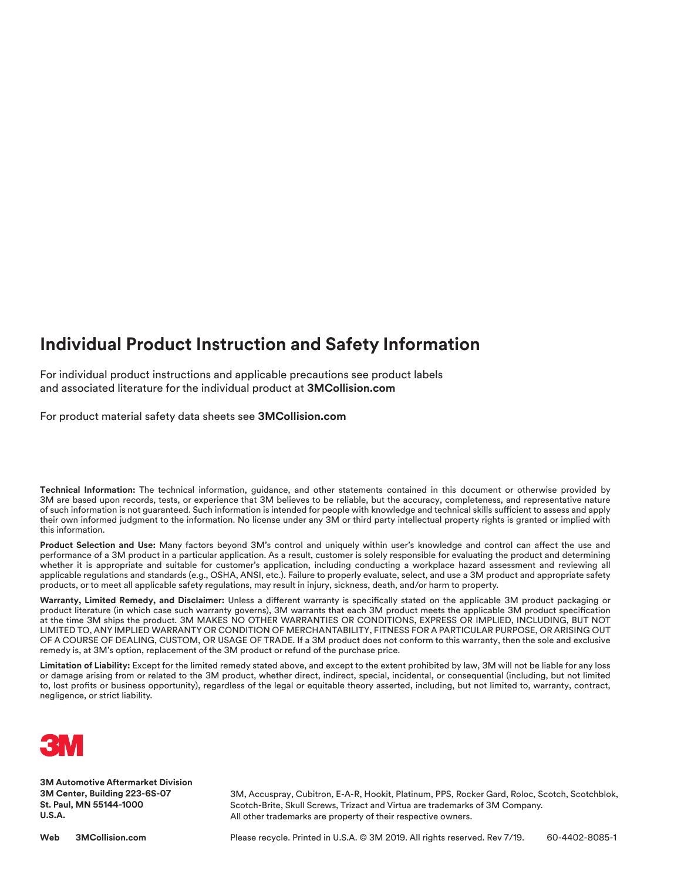# Individual Product Instruction and Safety Information

For individual product instructions and applicable precautions see product labels and associated literature for the individual product at **3MCollision.com**

For product material safety data sheets see **3MCollision.com**

**Technical Information:** The technical information, guidance, and other statements contained in this document or otherwise provided by 3M are based upon records, tests, or experience that 3M believes to be reliable, but the accuracy, completeness, and representative nature of such information is not guaranteed. Such information is intended for people with knowledge and technical skills sufficient to assess and apply their own informed judgment to the information. No license under any 3M or third party intellectual property rights is granted or implied with this information.

**Product Selection and Use:** Many factors beyond 3M's control and uniquely within user's knowledge and control can affect the use and performance of a 3M product in a particular application. As a result, customer is solely responsible for evaluating the product and determining whether it is appropriate and suitable for customer's application, including conducting a workplace hazard assessment and reviewing all applicable regulations and standards (e.g., OSHA, ANSI, etc.). Failure to properly evaluate, select, and use a 3M product and appropriate safety products, or to meet all applicable safety regulations, may result in injury, sickness, death, and/or harm to property.

**Warranty, Limited Remedy, and Disclaimer:** Unless a different warranty is specifically stated on the applicable 3M product packaging or product literature (in which case such warranty governs), 3M warrants that each 3M product meets the applicable 3M product specification at the time 3M ships the product. 3M MAKES NO OTHER WARRANTIES OR CONDITIONS, EXPRESS OR IMPLIED, INCLUDING, BUT NOT LIMITED TO, ANY IMPLIED WARRANTY OR CONDITION OF MERCHANTABILITY, FITNESS FOR A PARTICULAR PURPOSE, OR ARISING OUT OF A COURSE OF DEALING, CUSTOM, OR USAGE OF TRADE. If a 3M product does not conform to this warranty, then the sole and exclusive remedy is, at 3M's option, replacement of the 3M product or refund of the purchase price.

**Limitation of Liability:** Except for the limited remedy stated above, and except to the extent prohibited by law, 3M will not be liable for any loss or damage arising from or related to the 3M product, whether direct, indirect, special, incidental, or consequential (including, but not limited to, lost profits or business opportunity), regardless of the legal or equitable theory asserted, including, but not limited to, warranty, contract, negligence, or strict liability.

3M

**3M Automotive Aftermarket Division**
**3M Center, Building 223-6S-07**
**St. Paul, MN 55144-1000**
**U.S.A.**

**Web 3MCollision.com**

3M, Accuspray, Cubitron, E-A-R, Hookit, Platinum, PPS, Rocker Gard, Roloc, Scotch, Scotchblok, Scotch-Brite, Skull Screws, Trizact and Virtua are trademarks of 3M Company.
All other trademarks are property of their respective owners.

Please recycle. Printed in U.S.A. © 3M 2019. All rights reserved. Rev 7/19. 60-4402-8085-1